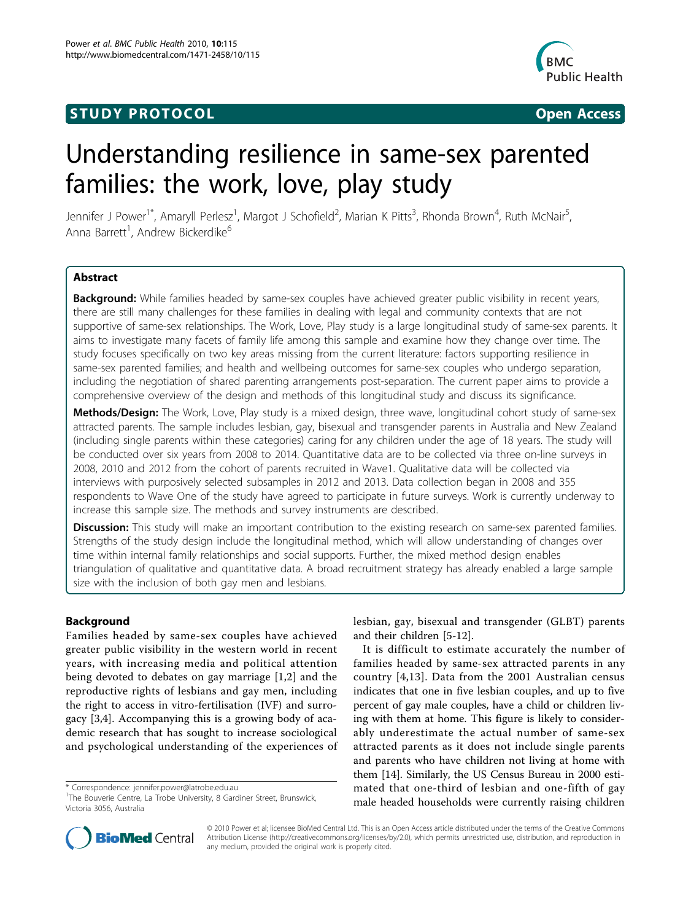STUDY PROTOCOL Open Access

# Understanding resilience in same-sex parented families: the work, love, play study

Jennifer J Power[1*], Amaryll Perlesz[1], Margot J Schofield[2], Marian K Pitts[3], Rhonda Brown[4], Ruth McNair[5], Anna Barrett[1], Andrew Bickerdike[6]

## Abstract

**Background:** While families headed by same-sex couples have achieved greater public visibility in recent years, there are still many challenges for these families in dealing with legal and community contexts that are not supportive of same-sex relationships. The Work, Love, Play study is a large longitudinal study of same-sex parents. It aims to investigate many facets of family life among this sample and examine how they change over time. The study focuses specifically on two key areas missing from the current literature: factors supporting resilience in same-sex parented families; and health and wellbeing outcomes for same-sex couples who undergo separation, including the negotiation of shared parenting arrangements post-separation. The current paper aims to provide a comprehensive overview of the design and methods of this longitudinal study and discuss its significance.

**Methods/Design:** The Work, Love, Play study is a mixed design, three wave, longitudinal cohort study of same-sex attracted parents. The sample includes lesbian, gay, bisexual and transgender parents in Australia and New Zealand (including single parents within these categories) caring for any children under the age of 18 years. The study will be conducted over six years from 2008 to 2014. Quantitative data are to be collected via three on-line surveys in 2008, 2010 and 2012 from the cohort of parents recruited in Wave1. Qualitative data will be collected via interviews with purposively selected subsamples in 2012 and 2013. Data collection began in 2008 and 355 respondents to Wave One of the study have agreed to participate in future surveys. Work is currently underway to increase this sample size. The methods and survey instruments are described.

**Discussion:** This study will make an important contribution to the existing research on same-sex parented families. Strengths of the study design include the longitudinal method, which will allow understanding of changes over time within internal family relationships and social supports. Further, the mixed method design enables triangulation of qualitative and quantitative data. A broad recruitment strategy has already enabled a large sample size with the inclusion of both gay men and lesbians.

## Background

Families headed by same-sex couples have achieved greater public visibility in the western world in recent years, with increasing media and political attention being devoted to debates on gay marriage [1,2] and the reproductive rights of lesbians and gay men, including the right to access in vitro-fertilisation (IVF) and surrogacy [3,4]. Accompanying this is a growing body of academic research that has sought to increase sociological and psychological understanding of the experiences of lesbian, gay, bisexual and transgender (GLBT) parents and their children [5-12].

It is difficult to estimate accurately the number of families headed by same-sex attracted parents in any country [4,13]. Data from the 2001 Australian census indicates that one in five lesbian couples, and up to five percent of gay male couples, have a child or children living with them at home. This figure is likely to considerably underestimate the actual number of same-sex attracted parents as it does not include single parents and parents who have children not living at home with them [14]. Similarly, the US Census Bureau in 2000 estimated that one-third of lesbian and one-fifth of gay male headed households were currently raising children

\* Correspondence: jennifer.power@latrobe.edu.au
[1]The Bouverie Centre, La Trobe University, 8 Gardiner Street, Brunswick, Victoria 3056, Australia

© 2010 Power et al; licensee BioMed Central Ltd. This is an Open Access article distributed under the terms of the Creative Commons Attribution License (http://creativecommons.org/licenses/by/2.0), which permits unrestricted use, distribution, and reproduction in any medium, provided the original work is properly cited.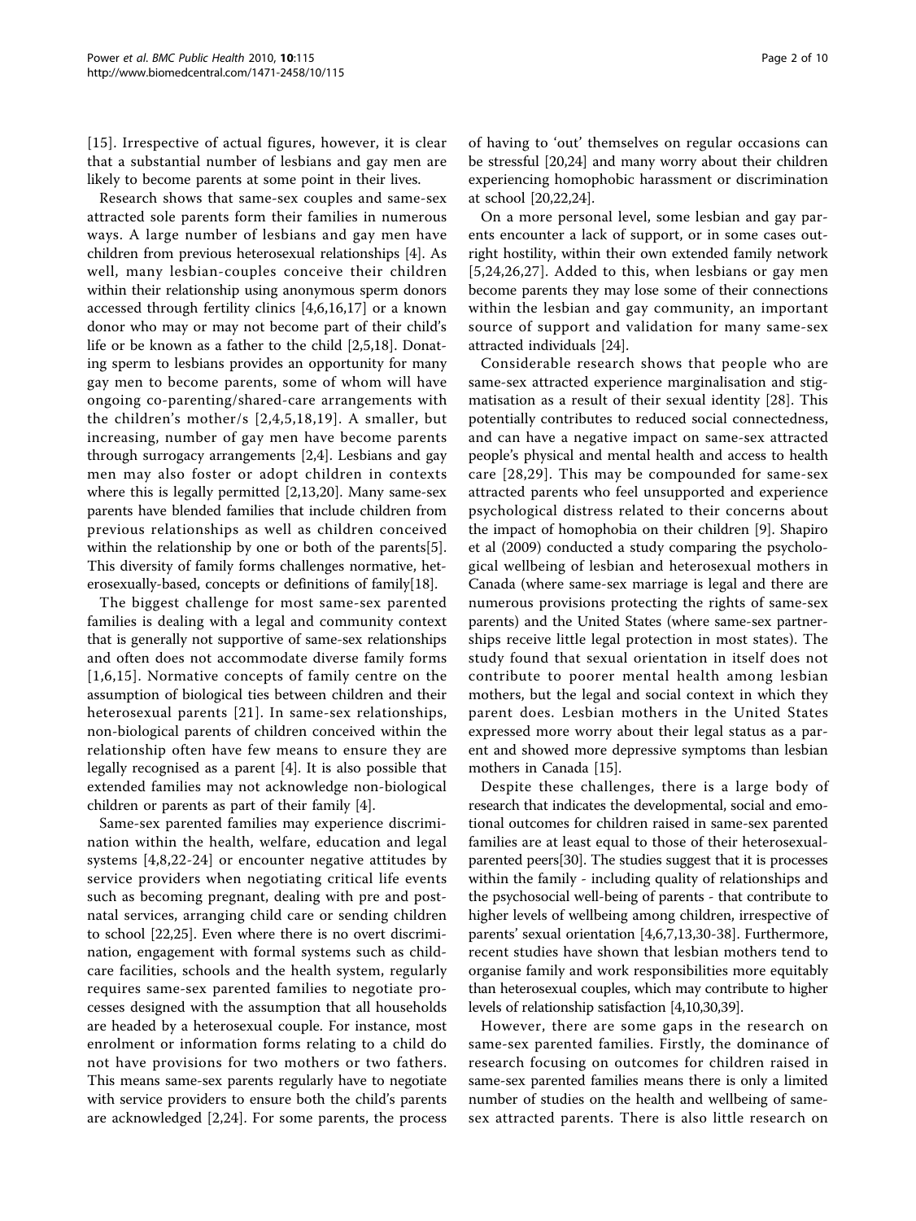[15]. Irrespective of actual figures, however, it is clear that a substantial number of lesbians and gay men are likely to become parents at some point in their lives.

Research shows that same-sex couples and same-sex attracted sole parents form their families in numerous ways. A large number of lesbians and gay men have children from previous heterosexual relationships [4]. As well, many lesbian-couples conceive their children within their relationship using anonymous sperm donors accessed through fertility clinics [4,6,16,17] or a known donor who may or may not become part of their child's life or be known as a father to the child [2,5,18]. Donating sperm to lesbians provides an opportunity for many gay men to become parents, some of whom will have ongoing co-parenting/shared-care arrangements with the children's mother/s [2,4,5,18,19]. A smaller, but increasing, number of gay men have become parents through surrogacy arrangements [2,4]. Lesbians and gay men may also foster or adopt children in contexts where this is legally permitted [2,13,20]. Many same-sex parents have blended families that include children from previous relationships as well as children conceived within the relationship by one or both of the parents[5]. This diversity of family forms challenges normative, heterosexually-based, concepts or definitions of family[18].

The biggest challenge for most same-sex parented families is dealing with a legal and community context that is generally not supportive of same-sex relationships and often does not accommodate diverse family forms [1,6,15]. Normative concepts of family centre on the assumption of biological ties between children and their heterosexual parents [21]. In same-sex relationships, non-biological parents of children conceived within the relationship often have few means to ensure they are legally recognised as a parent [4]. It is also possible that extended families may not acknowledge non-biological children or parents as part of their family [4].

Same-sex parented families may experience discrimination within the health, welfare, education and legal systems [4,8,22-24] or encounter negative attitudes by service providers when negotiating critical life events such as becoming pregnant, dealing with pre and postnatal services, arranging child care or sending children to school [22,25]. Even where there is no overt discrimination, engagement with formal systems such as childcare facilities, schools and the health system, regularly requires same-sex parented families to negotiate processes designed with the assumption that all households are headed by a heterosexual couple. For instance, most enrolment or information forms relating to a child do not have provisions for two mothers or two fathers. This means same-sex parents regularly have to negotiate with service providers to ensure both the child's parents are acknowledged [2,24]. For some parents, the process of having to 'out' themselves on regular occasions can be stressful [20,24] and many worry about their children experiencing homophobic harassment or discrimination at school [20,22,24].

On a more personal level, some lesbian and gay parents encounter a lack of support, or in some cases outright hostility, within their own extended family network [5,24,26,27]. Added to this, when lesbians or gay men become parents they may lose some of their connections within the lesbian and gay community, an important source of support and validation for many same-sex attracted individuals [24].

Considerable research shows that people who are same-sex attracted experience marginalisation and stigmatisation as a result of their sexual identity [28]. This potentially contributes to reduced social connectedness, and can have a negative impact on same-sex attracted people's physical and mental health and access to health care [28,29]. This may be compounded for same-sex attracted parents who feel unsupported and experience psychological distress related to their concerns about the impact of homophobia on their children [9]. Shapiro et al (2009) conducted a study comparing the psychological wellbeing of lesbian and heterosexual mothers in Canada (where same-sex marriage is legal and there are numerous provisions protecting the rights of same-sex parents) and the United States (where same-sex partnerships receive little legal protection in most states). The study found that sexual orientation in itself does not contribute to poorer mental health among lesbian mothers, but the legal and social context in which they parent does. Lesbian mothers in the United States expressed more worry about their legal status as a parent and showed more depressive symptoms than lesbian mothers in Canada [15].

Despite these challenges, there is a large body of research that indicates the developmental, social and emotional outcomes for children raised in same-sex parented families are at least equal to those of their heterosexual-parented peers[30]. The studies suggest that it is processes within the family - including quality of relationships and the psychosocial well-being of parents - that contribute to higher levels of wellbeing among children, irrespective of parents' sexual orientation [4,6,7,13,30-38]. Furthermore, recent studies have shown that lesbian mothers tend to organise family and work responsibilities more equitably than heterosexual couples, which may contribute to higher levels of relationship satisfaction [4,10,30,39].

However, there are some gaps in the research on same-sex parented families. Firstly, the dominance of research focusing on outcomes for children raised in same-sex parented families means there is only a limited number of studies on the health and wellbeing of same-sex attracted parents. There is also little research on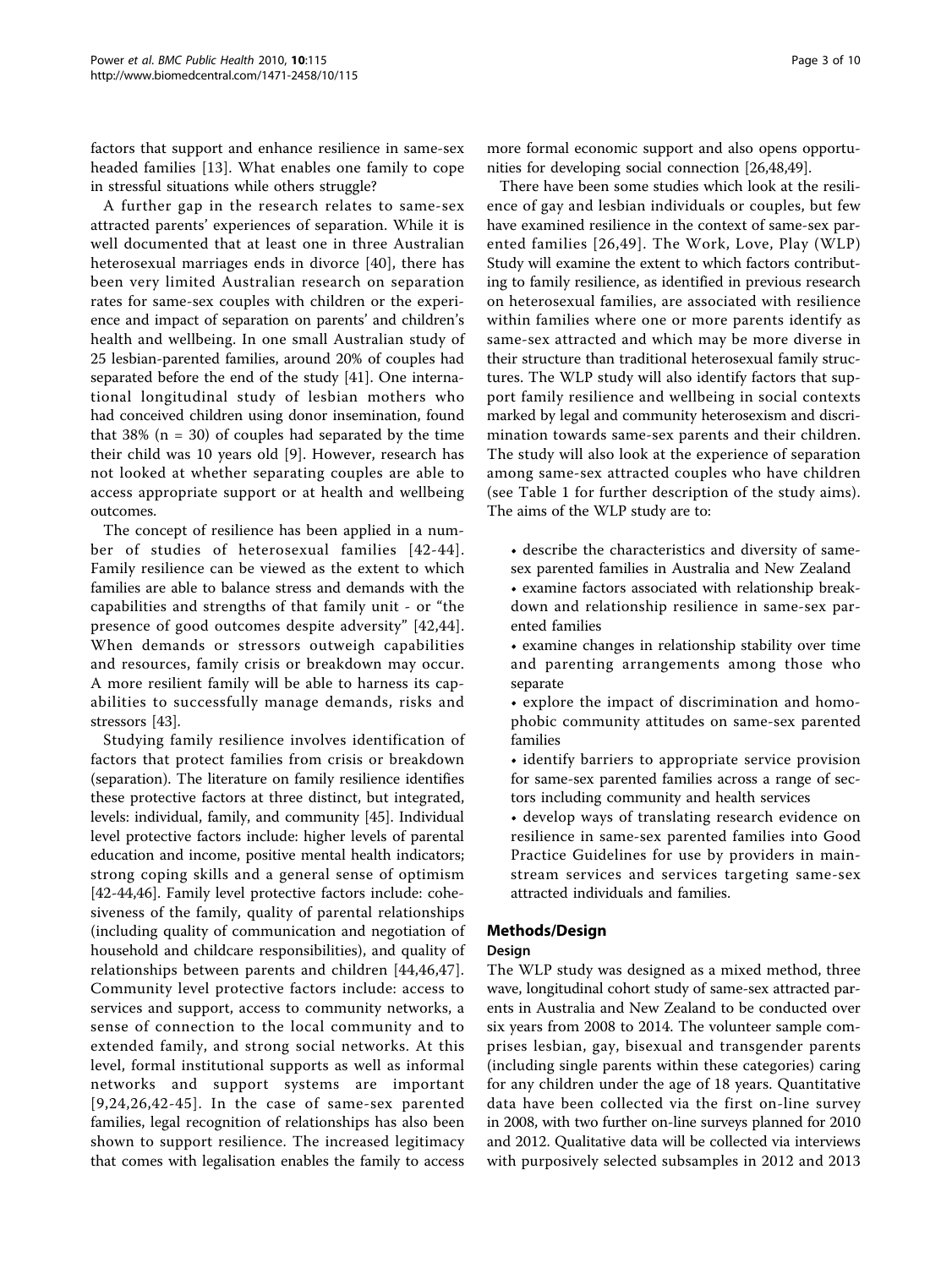factors that support and enhance resilience in same-sex headed families [13]. What enables one family to cope in stressful situations while others struggle?

A further gap in the research relates to same-sex attracted parents' experiences of separation. While it is well documented that at least one in three Australian heterosexual marriages ends in divorce [40], there has been very limited Australian research on separation rates for same-sex couples with children or the experience and impact of separation on parents' and children's health and wellbeing. In one small Australian study of 25 lesbian-parented families, around 20% of couples had separated before the end of the study [41]. One international longitudinal study of lesbian mothers who had conceived children using donor insemination, found that 38% (n = 30) of couples had separated by the time their child was 10 years old [9]. However, research has not looked at whether separating couples are able to access appropriate support or at health and wellbeing outcomes.

The concept of resilience has been applied in a number of studies of heterosexual families [42-44]. Family resilience can be viewed as the extent to which families are able to balance stress and demands with the capabilities and strengths of that family unit - or "the presence of good outcomes despite adversity" [42,44]. When demands or stressors outweigh capabilities and resources, family crisis or breakdown may occur. A more resilient family will be able to harness its capabilities to successfully manage demands, risks and stressors [43].

Studying family resilience involves identification of factors that protect families from crisis or breakdown (separation). The literature on family resilience identifies these protective factors at three distinct, but integrated, levels: individual, family, and community [45]. Individual level protective factors include: higher levels of parental education and income, positive mental health indicators; strong coping skills and a general sense of optimism [42-44,46]. Family level protective factors include: cohesiveness of the family, quality of parental relationships (including quality of communication and negotiation of household and childcare responsibilities), and quality of relationships between parents and children [44,46,47]. Community level protective factors include: access to services and support, access to community networks, a sense of connection to the local community and to extended family, and strong social networks. At this level, formal institutional supports as well as informal networks and support systems are important [9,24,26,42-45]. In the case of same-sex parented families, legal recognition of relationships has also been shown to support resilience. The increased legitimacy that comes with legalisation enables the family to access more formal economic support and also opens opportunities for developing social connection [26,48,49].

There have been some studies which look at the resilience of gay and lesbian individuals or couples, but few have examined resilience in the context of same-sex parented families [26,49]. The Work, Love, Play (WLP) Study will examine the extent to which factors contributing to family resilience, as identified in previous research on heterosexual families, are associated with resilience within families where one or more parents identify as same-sex attracted and which may be more diverse in their structure than traditional heterosexual family structures. The WLP study will also identify factors that support family resilience and wellbeing in social contexts marked by legal and community heterosexism and discrimination towards same-sex parents and their children. The study will also look at the experience of separation among same-sex attracted couples who have children (see Table 1 for further description of the study aims). The aims of the WLP study are to:

- describe the characteristics and diversity of same-sex parented families in Australia and New Zealand
- examine factors associated with relationship breakdown and relationship resilience in same-sex parented families
- examine changes in relationship stability over time and parenting arrangements among those who separate
- explore the impact of discrimination and homophobic community attitudes on same-sex parented families
- identify barriers to appropriate service provision for same-sex parented families across a range of sectors including community and health services
- develop ways of translating research evidence on resilience in same-sex parented families into Good Practice Guidelines for use by providers in mainstream services and services targeting same-sex attracted individuals and families.

## Methods/Design

### Design

The WLP study was designed as a mixed method, three wave, longitudinal cohort study of same-sex attracted parents in Australia and New Zealand to be conducted over six years from 2008 to 2014. The volunteer sample comprises lesbian, gay, bisexual and transgender parents (including single parents within these categories) caring for any children under the age of 18 years. Quantitative data have been collected via the first on-line survey in 2008, with two further on-line surveys planned for 2010 and 2012. Qualitative data will be collected via interviews with purposively selected subsamples in 2012 and 2013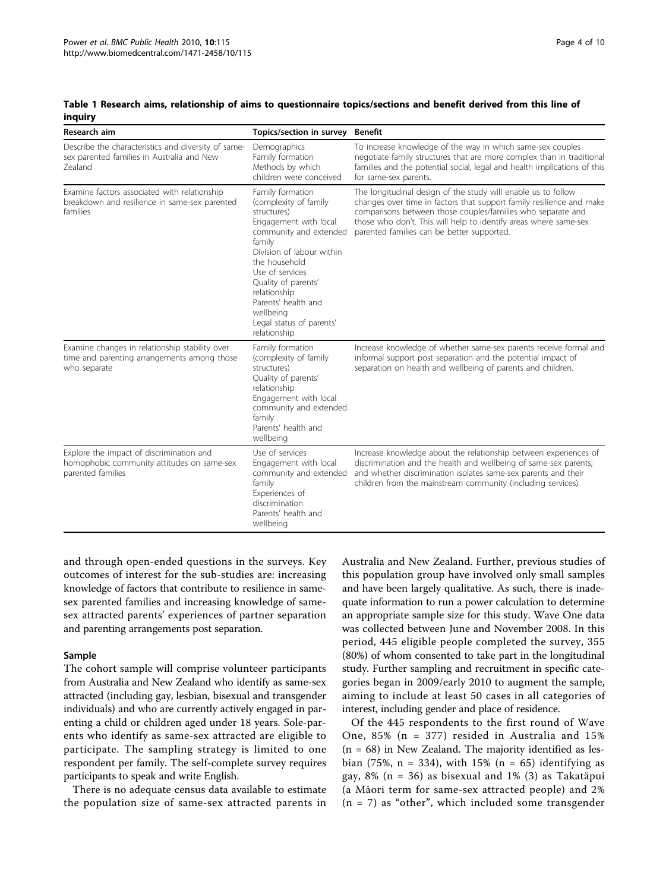**Table 1 Research aims, relationship of aims to questionnaire topics/sections and benefit derived from this line of inquiry**

| Research aim | Topics/section in survey | Benefit |
| --- | --- | --- |
| Describe the characteristics and diversity of same-sex parented families in Australia and New Zealand | Demographics<br>Family formation<br>Methods by which children were conceived | To increase knowledge of the way in which same-sex couples negotiate family structures that are more complex than in traditional families and the potential social, legal and health implications of this for same-sex parents. |
| Examine factors associated with relationship breakdown and resilience in same-sex parented families | Family formation (complexity of family structures)<br>Engagement with local community and extended family<br>Division of labour within the household<br>Use of services<br>Quality of parents' relationship<br>Parents' health and wellbeing<br>Legal status of parents' relationship | The longitudinal design of the study will enable us to follow changes over time in factors that support family resilience and make comparisons between those couples/families who separate and those who don't. This will help to identify areas where same-sex parented families can be better supported. |
| Examine changes in relationship stability over time and parenting arrangements among those who separate | Family formation (complexity of family structures)<br>Quality of parents' relationship<br>Engagement with local community and extended family<br>Parents' health and wellbeing | Increase knowledge of whether same-sex parents receive formal and informal support post separation and the potential impact of separation on health and wellbeing of parents and children. |
| Explore the impact of discrimination and homophobic community attitudes on same-sex parented families | Use of services<br>Engagement with local community and extended family<br>Experiences of discrimination<br>Parents' health and wellbeing | Increase knowledge about the relationship between experiences of discrimination and the health and wellbeing of same-sex parents; and whether discrimination isolates same-sex parents and their children from the mainstream community (including services). |

and through open-ended questions in the surveys. Key outcomes of interest for the sub-studies are: increasing knowledge of factors that contribute to resilience in same-sex parented families and increasing knowledge of same-sex attracted parents' experiences of partner separation and parenting arrangements post separation.

### Sample

The cohort sample will comprise volunteer participants from Australia and New Zealand who identify as same-sex attracted (including gay, lesbian, bisexual and transgender individuals) and who are currently actively engaged in parenting a child or children aged under 18 years. Sole-parents who identify as same-sex attracted are eligible to participate. The sampling strategy is limited to one respondent per family. The self-complete survey requires participants to speak and write English.

There is no adequate census data available to estimate the population size of same-sex attracted parents in Australia and New Zealand. Further, previous studies of this population group have involved only small samples and have been largely qualitative. As such, there is inadequate information to run a power calculation to determine an appropriate sample size for this study. Wave One data was collected between June and November 2008. In this period, 445 eligible people completed the survey, 355 (80%) of whom consented to take part in the longitudinal study. Further sampling and recruitment in specific categories began in 2009/early 2010 to augment the sample, aiming to include at least 50 cases in all categories of interest, including gender and place of residence.

Of the 445 respondents to the first round of Wave One, 85% (n = 377) resided in Australia and 15% (n = 68) in New Zealand. The majority identified as lesbian (75%, n = 334), with 15% (n = 65) identifying as gay, 8% (n = 36) as bisexual and 1% (3) as Takatāpui (a Māori term for same-sex attracted people) and 2% (n = 7) as "other", which included some transgender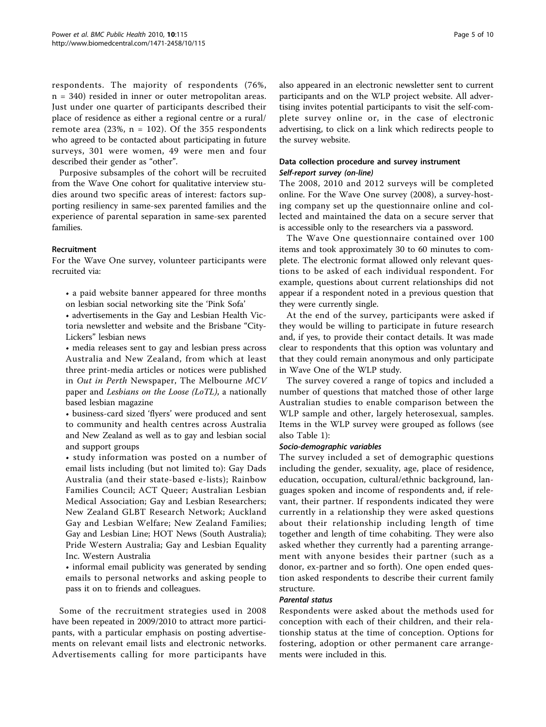respondents. The majority of respondents (76%, n = 340) resided in inner or outer metropolitan areas. Just under one quarter of participants described their place of residence as either a regional centre or a rural/remote area (23%, n = 102). Of the 355 respondents who agreed to be contacted about participating in future surveys, 301 were women, 49 were men and four described their gender as "other".

Purposive subsamples of the cohort will be recruited from the Wave One cohort for qualitative interview studies around two specific areas of interest: factors supporting resiliency in same-sex parented families and the experience of parental separation in same-sex parented families.

### Recruitment

For the Wave One survey, volunteer participants were recruited via:

- a paid website banner appeared for three months on lesbian social networking site the 'Pink Sofa'
- advertisements in the Gay and Lesbian Health Victoria newsletter and website and the Brisbane "City-Lickers" lesbian news
- media releases sent to gay and lesbian press across Australia and New Zealand, from which at least three print-media articles or notices were published in *Out in Perth* Newspaper, The Melbourne *MCV* paper and *Lesbians on the Loose (LoTL)*, a nationally based lesbian magazine
- business-card sized 'flyers' were produced and sent to community and health centres across Australia and New Zealand as well as to gay and lesbian social and support groups
- study information was posted on a number of email lists including (but not limited to): Gay Dads Australia (and their state-based e-lists); Rainbow Families Council; ACT Queer; Australian Lesbian Medical Association; Gay and Lesbian Researchers; New Zealand GLBT Research Network; Auckland Gay and Lesbian Welfare; New Zealand Families; Gay and Lesbian Line; HOT News (South Australia); Pride Western Australia; Gay and Lesbian Equality Inc. Western Australia
- informal email publicity was generated by sending emails to personal networks and asking people to pass it on to friends and colleagues.

Some of the recruitment strategies used in 2008 have been repeated in 2009/2010 to attract more participants, with a particular emphasis on posting advertisements on relevant email lists and electronic networks. Advertisements calling for more participants have also appeared in an electronic newsletter sent to current participants and on the WLP project website. All advertising invites potential participants to visit the self-complete survey online or, in the case of electronic advertising, to click on a link which redirects people to the survey website.

### Data collection procedure and survey instrument

#### *Self-report survey (on-line)*

The 2008, 2010 and 2012 surveys will be completed online. For the Wave One survey (2008), a survey-hosting company set up the questionnaire online and collected and maintained the data on a secure server that is accessible only to the researchers via a password.

The Wave One questionnaire contained over 100 items and took approximately 30 to 60 minutes to complete. The electronic format allowed only relevant questions to be asked of each individual respondent. For example, questions about current relationships did not appear if a respondent noted in a previous question that they were currently single.

At the end of the survey, participants were asked if they would be willing to participate in future research and, if yes, to provide their contact details. It was made clear to respondents that this option was voluntary and that they could remain anonymous and only participate in Wave One of the WLP study.

The survey covered a range of topics and included a number of questions that matched those of other large Australian studies to enable comparison between the WLP sample and other, largely heterosexual, samples. Items in the WLP survey were grouped as follows (see also Table 1):

#### *Socio-demographic variables*

The survey included a set of demographic questions including the gender, sexuality, age, place of residence, education, occupation, cultural/ethnic background, languages spoken and income of respondents and, if relevant, their partner. If respondents indicated they were currently in a relationship they were asked questions about their relationship including length of time together and length of time cohabiting. They were also asked whether they currently had a parenting arrangement with anyone besides their partner (such as a donor, ex-partner and so forth). One open ended question asked respondents to describe their current family structure.

#### *Parental status*

Respondents were asked about the methods used for conception with each of their children, and their relationship status at the time of conception. Options for fostering, adoption or other permanent care arrangements were included in this.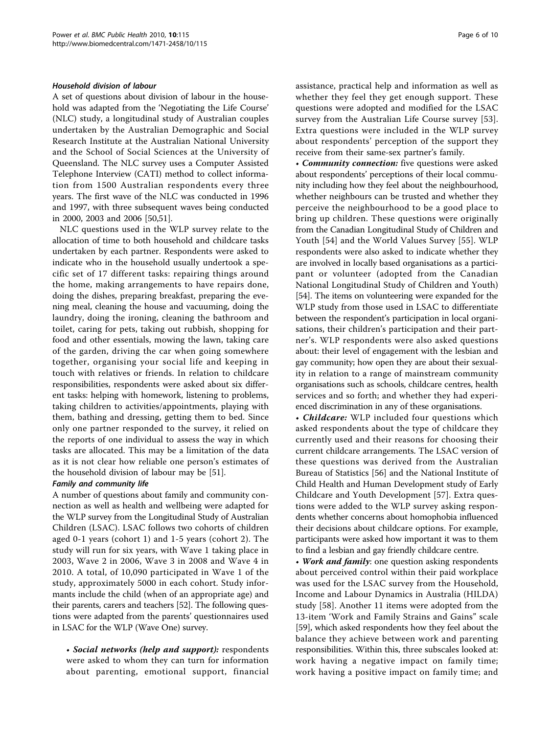#### *Household division of labour*

A set of questions about division of labour in the household was adapted from the 'Negotiating the Life Course' (NLC) study, a longitudinal study of Australian couples undertaken by the Australian Demographic and Social Research Institute at the Australian National University and the School of Social Sciences at the University of Queensland. The NLC survey uses a Computer Assisted Telephone Interview (CATI) method to collect information from 1500 Australian respondents every three years. The first wave of the NLC was conducted in 1996 and 1997, with three subsequent waves being conducted in 2000, 2003 and 2006 [50,51].

NLC questions used in the WLP survey relate to the allocation of time to both household and childcare tasks undertaken by each partner. Respondents were asked to indicate who in the household usually undertook a specific set of 17 different tasks: repairing things around the home, making arrangements to have repairs done, doing the dishes, preparing breakfast, preparing the evening meal, cleaning the house and vacuuming, doing the laundry, doing the ironing, cleaning the bathroom and toilet, caring for pets, taking out rubbish, shopping for food and other essentials, mowing the lawn, taking care of the garden, driving the car when going somewhere together, organising your social life and keeping in touch with relatives or friends. In relation to childcare responsibilities, respondents were asked about six different tasks: helping with homework, listening to problems, taking children to activities/appointments, playing with them, bathing and dressing, getting them to bed. Since only one partner responded to the survey, it relied on the reports of one individual to assess the way in which tasks are allocated. This may be a limitation of the data as it is not clear how reliable one person's estimates of the household division of labour may be [51].

#### *Family and community life*

A number of questions about family and community connection as well as health and wellbeing were adapted for the WLP survey from the Longitudinal Study of Australian Children (LSAC). LSAC follows two cohorts of children aged 0-1 years (cohort 1) and 1-5 years (cohort 2). The study will run for six years, with Wave 1 taking place in 2003, Wave 2 in 2006, Wave 3 in 2008 and Wave 4 in 2010. A total, of 10,090 participated in Wave 1 of the study, approximately 5000 in each cohort. Study informants include the child (when of an appropriate age) and their parents, carers and teachers [52]. The following questions were adapted from the parents' questionnaires used in LSAC for the WLP (Wave One) survey.

- ***Social networks (help and support):*** respondents were asked to whom they can turn for information about parenting, emotional support, financial assistance, practical help and information as well as whether they feel they get enough support. These questions were adopted and modified for the LSAC survey from the Australian Life Course survey [53]. Extra questions were included in the WLP survey about respondents' perception of the support they receive from their same-sex partner's family.
- ***Community connection:*** five questions were asked about respondents' perceptions of their local community including how they feel about the neighbourhood, whether neighbours can be trusted and whether they perceive the neighbourhood to be a good place to bring up children. These questions were originally from the Canadian Longitudinal Study of Children and Youth [54] and the World Values Survey [55]. WLP respondents were also asked to indicate whether they are involved in locally based organisations as a participant or volunteer (adopted from the Canadian National Longitudinal Study of Children and Youth) [54]. The items on volunteering were expanded for the WLP study from those used in LSAC to differentiate between the respondent's participation in local organisations, their children's participation and their partner's. WLP respondents were also asked questions about: their level of engagement with the lesbian and gay community; how open they are about their sexuality in relation to a range of mainstream community organisations such as schools, childcare centres, health services and so forth; and whether they had experienced discrimination in any of these organisations.
- ***Childcare:*** WLP included four questions which asked respondents about the type of childcare they currently used and their reasons for choosing their current childcare arrangements. The LSAC version of these questions was derived from the Australian Bureau of Statistics [56] and the National Institute of Child Health and Human Development study of Early Childcare and Youth Development [57]. Extra questions were added to the WLP survey asking respondents whether concerns about homophobia influenced their decisions about childcare options. For example, participants were asked how important it was to them to find a lesbian and gay friendly childcare centre.
- ***Work and family***: one question asking respondents about perceived control within their paid workplace was used for the LSAC survey from the Household, Income and Labour Dynamics in Australia (HILDA) study [58]. Another 11 items were adopted from the 13-item 'Work and Family Strains and Gains" scale [59], which asked respondents how they feel about the balance they achieve between work and parenting responsibilities. Within this, three subscales looked at: work having a negative impact on family time; work having a positive impact on family time; and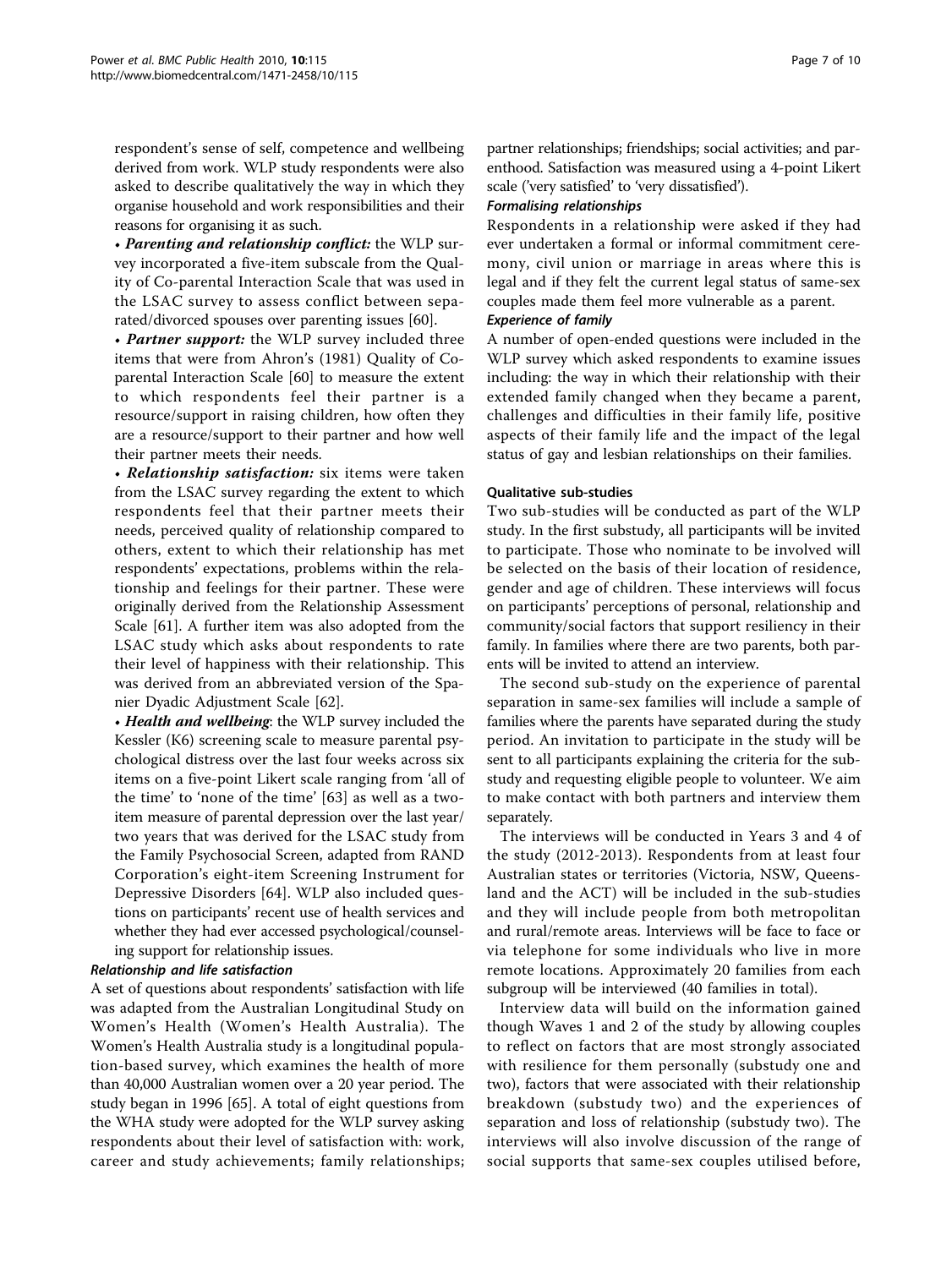respondent's sense of self, competence and wellbeing derived from work. WLP study respondents were also asked to describe qualitatively the way in which they organise household and work responsibilities and their reasons for organising it as such.

- ***Parenting and relationship conflict:*** the WLP survey incorporated a five-item subscale from the Quality of Co-parental Interaction Scale that was used in the LSAC survey to assess conflict between separated/divorced spouses over parenting issues [60].
- ***Partner support:*** the WLP survey included three items that were from Ahron's (1981) Quality of Co-parental Interaction Scale [60] to measure the extent to which respondents feel their partner is a resource/support in raising children, how often they are a resource/support to their partner and how well their partner meets their needs.
- ***Relationship satisfaction:*** six items were taken from the LSAC survey regarding the extent to which respondents feel that their partner meets their needs, perceived quality of relationship compared to others, extent to which their relationship has met respondents' expectations, problems within the relationship and feelings for their partner. These were originally derived from the Relationship Assessment Scale [61]. A further item was also adopted from the LSAC study which asks about respondents to rate their level of happiness with their relationship. This was derived from an abbreviated version of the Spanier Dyadic Adjustment Scale [62].
- ***Health and wellbeing***: the WLP survey included the Kessler (K6) screening scale to measure parental psychological distress over the last four weeks across six items on a five-point Likert scale ranging from 'all of the time' to 'none of the time' [63] as well as a two-item measure of parental depression over the last year/two years that was derived for the LSAC study from the Family Psychosocial Screen, adapted from RAND Corporation's eight-item Screening Instrument for Depressive Disorders [64]. WLP also included questions on participants' recent use of health services and whether they had ever accessed psychological/counseling support for relationship issues.

#### *Relationship and life satisfaction*

A set of questions about respondents' satisfaction with life was adapted from the Australian Longitudinal Study on Women's Health (Women's Health Australia). The Women's Health Australia study is a longitudinal population-based survey, which examines the health of more than 40,000 Australian women over a 20 year period. The study began in 1996 [65]. A total of eight questions from the WHA study were adopted for the WLP survey asking respondents about their level of satisfaction with: work, career and study achievements; family relationships; partner relationships; friendships; social activities; and parenthood. Satisfaction was measured using a 4-point Likert scale ('very satisfied' to 'very dissatisfied').

#### *Formalising relationships*

Respondents in a relationship were asked if they had ever undertaken a formal or informal commitment ceremony, civil union or marriage in areas where this is legal and if they felt the current legal status of same-sex couples made them feel more vulnerable as a parent.

#### *Experience of family*

A number of open-ended questions were included in the WLP survey which asked respondents to examine issues including: the way in which their relationship with their extended family changed when they became a parent, challenges and difficulties in their family life, positive aspects of their family life and the impact of the legal status of gay and lesbian relationships on their families.

### Qualitative sub-studies

Two sub-studies will be conducted as part of the WLP study. In the first substudy, all participants will be invited to participate. Those who nominate to be involved will be selected on the basis of their location of residence, gender and age of children. These interviews will focus on participants' perceptions of personal, relationship and community/social factors that support resiliency in their family. In families where there are two parents, both parents will be invited to attend an interview.

The second sub-study on the experience of parental separation in same-sex families will include a sample of families where the parents have separated during the study period. An invitation to participate in the study will be sent to all participants explaining the criteria for the sub-study and requesting eligible people to volunteer. We aim to make contact with both partners and interview them separately.

The interviews will be conducted in Years 3 and 4 of the study (2012-2013). Respondents from at least four Australian states or territories (Victoria, NSW, Queensland and the ACT) will be included in the sub-studies and they will include people from both metropolitan and rural/remote areas. Interviews will be face to face or via telephone for some individuals who live in more remote locations. Approximately 20 families from each subgroup will be interviewed (40 families in total).

Interview data will build on the information gained though Waves 1 and 2 of the study by allowing couples to reflect on factors that are most strongly associated with resilience for them personally (substudy one and two), factors that were associated with their relationship breakdown (substudy two) and the experiences of separation and loss of relationship (substudy two). The interviews will also involve discussion of the range of social supports that same-sex couples utilised before,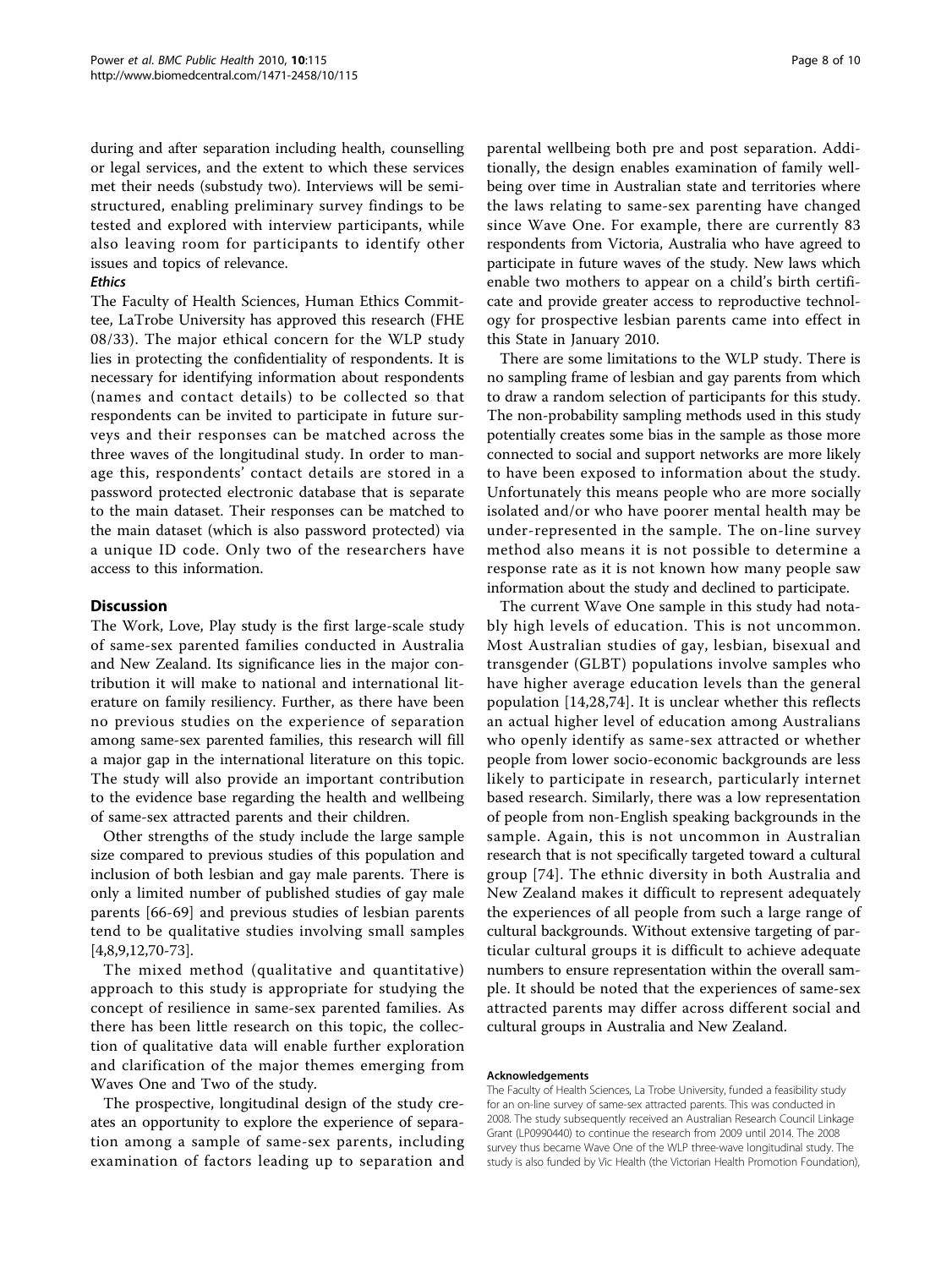during and after separation including health, counselling or legal services, and the extent to which these services met their needs (substudy two). Interviews will be semi-structured, enabling preliminary survey findings to be tested and explored with interview participants, while also leaving room for participants to identify other issues and topics of relevance.

### *Ethics*

The Faculty of Health Sciences, Human Ethics Committee, LaTrobe University has approved this research (FHE 08/33). The major ethical concern for the WLP study lies in protecting the confidentiality of respondents. It is necessary for identifying information about respondents (names and contact details) to be collected so that respondents can be invited to participate in future surveys and their responses can be matched across the three waves of the longitudinal study. In order to manage this, respondents' contact details are stored in a password protected electronic database that is separate to the main dataset. Their responses can be matched to the main dataset (which is also password protected) via a unique ID code. Only two of the researchers have access to this information.

## Discussion

The Work, Love, Play study is the first large-scale study of same-sex parented families conducted in Australia and New Zealand. Its significance lies in the major contribution it will make to national and international literature on family resiliency. Further, as there have been no previous studies on the experience of separation among same-sex parented families, this research will fill a major gap in the international literature on this topic. The study will also provide an important contribution to the evidence base regarding the health and wellbeing of same-sex attracted parents and their children.

Other strengths of the study include the large sample size compared to previous studies of this population and inclusion of both lesbian and gay male parents. There is only a limited number of published studies of gay male parents [66-69] and previous studies of lesbian parents tend to be qualitative studies involving small samples [4,8,9,12,70-73].

The mixed method (qualitative and quantitative) approach to this study is appropriate for studying the concept of resilience in same-sex parented families. As there has been little research on this topic, the collection of qualitative data will enable further exploration and clarification of the major themes emerging from Waves One and Two of the study.

The prospective, longitudinal design of the study creates an opportunity to explore the experience of separation among a sample of same-sex parents, including examination of factors leading up to separation and parental wellbeing both pre and post separation. Additionally, the design enables examination of family wellbeing over time in Australian state and territories where the laws relating to same-sex parenting have changed since Wave One. For example, there are currently 83 respondents from Victoria, Australia who have agreed to participate in future waves of the study. New laws which enable two mothers to appear on a child's birth certificate and provide greater access to reproductive technology for prospective lesbian parents came into effect in this State in January 2010.

There are some limitations to the WLP study. There is no sampling frame of lesbian and gay parents from which to draw a random selection of participants for this study. The non-probability sampling methods used in this study potentially creates some bias in the sample as those more connected to social and support networks are more likely to have been exposed to information about the study. Unfortunately this means people who are more socially isolated and/or who have poorer mental health may be under-represented in the sample. The on-line survey method also means it is not possible to determine a response rate as it is not known how many people saw information about the study and declined to participate.

The current Wave One sample in this study had notably high levels of education. This is not uncommon. Most Australian studies of gay, lesbian, bisexual and transgender (GLBT) populations involve samples who have higher average education levels than the general population [14,28,74]. It is unclear whether this reflects an actual higher level of education among Australians who openly identify as same-sex attracted or whether people from lower socio-economic backgrounds are less likely to participate in research, particularly internet based research. Similarly, there was a low representation of people from non-English speaking backgrounds in the sample. Again, this is not uncommon in Australian research that is not specifically targeted toward a cultural group [74]. The ethnic diversity in both Australia and New Zealand makes it difficult to represent adequately the experiences of all people from such a large range of cultural backgrounds. Without extensive targeting of particular cultural groups it is difficult to achieve adequate numbers to ensure representation within the overall sample. It should be noted that the experiences of same-sex attracted parents may differ across different social and cultural groups in Australia and New Zealand.

#### Acknowledgements

The Faculty of Health Sciences, La Trobe University, funded a feasibility study for an on-line survey of same-sex attracted parents. This was conducted in 2008. The study subsequently received an Australian Research Council Linkage Grant (LP0990440) to continue the research from 2009 until 2014. The 2008 survey thus became Wave One of the WLP three-wave longitudinal study. The study is also funded by Vic Health (the Victorian Health Promotion Foundation),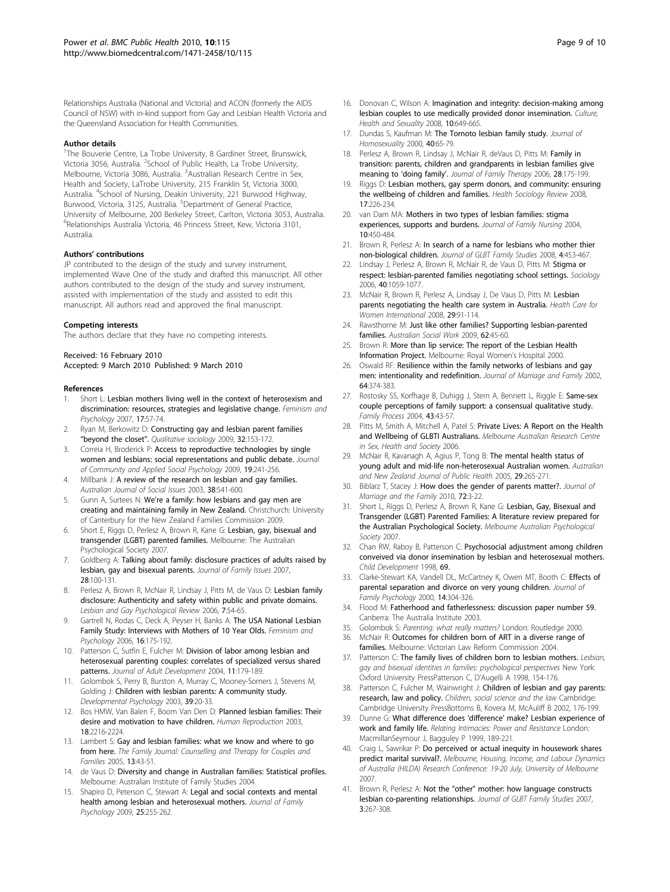Relationships Australia (National and Victoria) and ACON (formerly the AIDS Council of NSW) with in-kind support from Gay and Lesbian Health Victoria and the Queensland Association for Health Communities.

#### Author details

[1]The Bouverie Centre, La Trobe University, 8 Gardiner Street, Brunswick, Victoria 3056, Australia. [2]School of Public Health, La Trobe University, Melbourne, Victoria 3086, Australia. [3]Australian Research Centre in Sex, Health and Society, LaTrobe University, 215 Franklin St, Victoria 3000, Australia. [4]School of Nursing, Deakin University, 221 Burwood Highway, Burwood, Victoria, 3125, Australia. [5]Department of General Practice, University of Melbourne, 200 Berkeley Street, Carlton, Victoria 3053, Australia. [6]Relationships Australia Victoria, 46 Princess Street, Kew, Victoria 3101, Australia.

#### Authors' contributions

JP contributed to the design of the study and survey instrument, implemented Wave One of the study and drafted this manuscript. All other authors contributed to the design of the study and survey instrument, assisted with implementation of the study and assisted to edit this manuscript. All authors read and approved the final manuscript.

#### Competing interests

The authors declare that they have no competing interests.

Received: 16 February 2010
Accepted: 9 March 2010 Published: 9 March 2010

#### References

1. Short L: **Lesbian mothers living well in the context of heterosexism and discrimination: resources, strategies and legislative change.** *Feminism and Psychology* 2007, **17**:57-74.
2. Ryan M, Berkowitz D: **Constructing gay and lesbian parent families "beyond the closet".** *Qualitative sociology* 2009, **32**:153-172.
3. Correia H, Broderick P: **Access to reproductive technologies by single women and lesbians: social representations and public debate.** *Journal of Community and Applied Social Psychology* 2009, **19**:241-256.
4. Millbank J: **A review of the research on lesbian and gay families.** *Australian Journal of Social Issues* 2003, **38**:541-600.
5. Gunn A, Surtees N: **We're a family: how lesbians and gay men are creating and maintaining family in New Zealand.** Christchurch: University of Canterbury for the New Zealand Families Commission 2009.
6. Short E, Riggs D, Perlesz A, Brown R, Kane G: **Lesbian, gay, bisexual and transgender (LGBT) parented families.** Melbourne: The Australian Psychological Society 2007.
7. Goldberg A: **Talking about family: disclosure practices of adults raised by lesbian, gay and bisexual parents.** *Journal of Family Issues* 2007, **28**:100-131.
8. Perlesz A, Brown R, McNair R, Lindsay J, Pitts M, de Vaus D: **Lesbian family disclosure: Authenticity and safety within public and private domains.** *Lesbian and Gay Psychological Review* 2006, **7**:54-65.
9. Gartrell N, Rodas C, Deck A, Peyser H, Banks A: **The USA National Lesbian Family Study: Interviews with Mothers of 10 Year Olds.** *Feminism and Psychology* 2006, **16**:175-192.
10. Patterson C, Sutfin E, Fulcher M: **Division of labor among lesbian and heterosexual parenting couples: correlates of specialized versus shared patterns.** *Journal of Adult Development* 2004, **11**:179-189.
11. Golombok S, Perry B, Burston A, Murray C, Mooney-Somers J, Stevens M, Golding J: **Children with lesbian parents: A community study.** *Developmental Psychology* 2003, **39**:20-33.
12. Bos HMW, Van Balen F, Boom Van Den D: **Planned lesbian families: Their desire and motivation to have children.** *Human Reproduction* 2003, **18**:2216-2224.
13. Lambert S: **Gay and lesbian families: what we know and where to go from here.** *The Family Journal: Counselling and Therapy for Couples and Families* 2005, **13**:43-51.
14. de Vaus D: **Diversity and change in Australian families: Statistical profiles.** Melbourne: Australian Institute of Family Studies 2004.
15. Shapiro D, Peterson C, Stewart A: **Legal and social contexts and mental health among lesbian and heterosexual mothers.** *Journal of Family Psychology* 2009, **25**:255-262.
16. Donovan C, Wilson A: **Imagination and integrity: decision-making among lesbian couples to use medically provided donor insemination.** *Culture, Health and Sexuality* 2008, **10**:649-665.
17. Dundas S, Kaufman M: **The Tornoto lesbian family study.** *Journal of Homosexuality* 2000, **40**:65-79.
18. Perlesz A, Brown R, Lindsay J, McNair R, deVaus D, Pitts M: **Family in transition: parents, children and grandparents in lesbian families give meaning to 'doing family'.** *Journal of Family Therapy* 2006, **28**:175-199.
19. Riggs D: **Lesbian mothers, gay sperm donors, and community: ensuring the wellbeing of children and families.** *Health Sociology Review* 2008, **17**:226-234.
20. van Dam MA: **Mothers in two types of lesbian families: stigma experiences, supports and burdens.** *Journal of Family Nursing* 2004, **10**:450-484.
21. Brown R, Perlesz A: **In search of a name for lesbians who mother thier non-biological children.** *Journal of GLBT Family Studies* 2008, **4**:453-467.
22. Lindsay J, Perlesz A, Brown R, McNair R, de Vaus D, Pitts M: **Stigma or respect: lesbian-parented families negotiating school settings.** *Sociology* 2006, **40**:1059-1077.
23. McNair R, Brown R, Perlesz A, Lindsay J, De Vaus D, Pitts M: **Lesbian parents negotiating the health care system in Australia.** *Health Care for Women International* 2008, **29**:91-114.
24. Rawsthorne M: **Just like other families? Supporting lesbian-parented families.** *Australian Social Work* 2009, **62**:45-60.
25. Brown R: **More than lip service: The report of the Lesbian Health Information Project.** Melbourne: Royal Women's Hospital 2000.
26. Oswald RF: **Resilience within the family networks of lesbians and gay men: intentionality and redefinition.** *Journal of Marriage and Family* 2002, **64**:374-383.
27. Rostosky SS, Korfhage B, Duhigg J, Stern A, Bennett L, Riggle E: **Same-sex couple perceptions of family support: a consensual qualitative study.** *Family Process* 2004, **43**:43-57.
28. Pitts M, Smith A, Mitchell A, Patel S: **Private Lives: A Report on the Health and Wellbeing of GLBTI Australians.** *Melbourne Australian Research Centre in Sex, Health and Society* 2006.
29. McNair R, Kavanagh A, Agius P, Tong B: **The mental health status of young adult and mid-life non-heterosexual Australian women.** *Australian and New Zealand Journal of Public Health* 2005, **29**:265-271.
30. Biblarz T, Stacey J: **How does the gender of parents matter?.** *Journal of Marriage and the Family* 2010, **72**:3-22.
31. Short L, Riggs D, Perlesz A, Brown R, Kane G: **Lesbian, Gay, Bisexual and Transgender (LGBT) Parented Families: A literature review prepared for the Australian Psychological Society.** *Melbourne Australian Psychological Society* 2007.
32. Chan RW, Raboy B, Patterson C: **Psychosocial adjustment among children conveived via donor insemination by lesbian and heterosexual mothers.** *Child Development* 1998, **69**.
33. Clarke-Stewart KA, Vandell DL, McCartney K, Owen MT, Booth C: **Effects of parental separation and divorce on very young children.** *Journal of Family Psychology* 2000, **14**:304-326.
34. Flood M: **Fatherhood and fatherlessness: discussion paper number 59.** Canberra: The Australia Institute 2003.
35. Golombok S: *Parenting: what really matters?* London: Routledge 2000.
36. McNair R: **Outcomes for children born of ART in a diverse range of families.** Melbourne: Victorian Law Reform Commission 2004.
37. Patterson C: **The family lives of children born to lesbian mothers.** *Lesbian, gay and bisexual identities in families: psychological perspectives* New York: Oxford University PressPatterson C, D'Augelli A 1998, 154-176.
38. Patterson C, Fulcher M, Wainwright J: **Children of lesbian and gay parents: research, law and policy.** *Children, social science and the law* Cambridge: Cambridge University PressBottoms B, Kovera M, McAuliff B 2002, 176-199.
39. Dunne G: **What difference does 'difference' make? Lesbian experience of work and family life.** *Relating Intimacies: Power and Resistance* London: MacmillanSeymour J, Bagguley P 1999, 189-221.
40. Craig L, Sawrikar P: **Do perceived or actual inequity in housework shares predict marital survival?.** *Melbourne, Housing, Income, and Labour Dynamics of Australia (HILDA) Research Conference: 19-20 July, University of Melbourne* 2007.
41. Brown R, Perlesz A: **Not the "other" mother: how language constructs lesbian co-parenting relationships.** *Journal of GLBT Family Studies* 2007, **3**:267-308.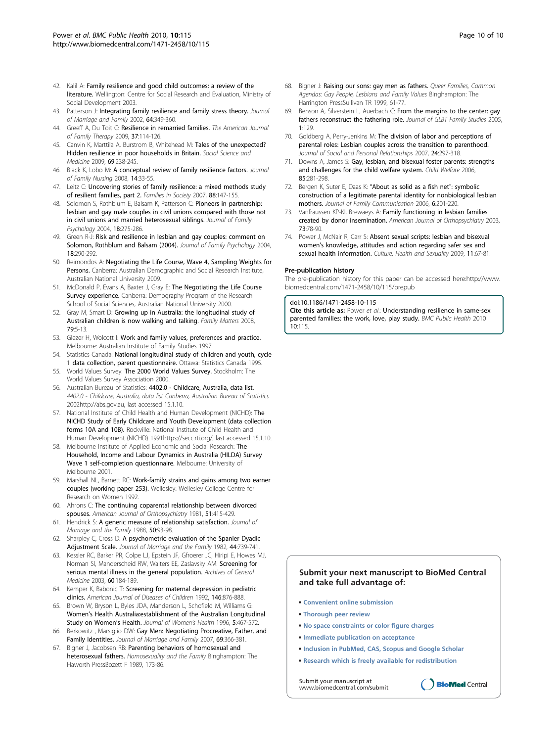42. Kalil A: **Family resilience and good child outcomes: a review of the literature.** Wellington: Centre for Social Research and Evaluation, Ministry of Social Development 2003.
43. Patterson J: **Integrating family resilience and family stress theory.** *Journal of Marriage and Family* 2002, **64**:349-360.
44. Greeff A, Du Toit C: **Resilience in remarried families.** *The American Journal of Family Therapy* 2009, **37**:114-126.
45. Canvin K, Marttila A, Burstrom B, Whitehead M: **Tales of the unexpected? Hidden resilience in poor households in Britain.** *Social Science and Medicine* 2009, **69**:238-245.
46. Black K, Lobo M: **A conceptual review of family resilience factors.** *Journal of Family Nursing* 2008, **14**:33-55.
47. Leitz C: **Uncovering stories of family resilience: a mixed methods study of resilient families, part 2.** *Families in Society* 2007, **88**:147-155.
48. Solomon S, Rothblum E, Balsam K, Patterson C: **Pioneers in partnership: lesbian and gay male couples in civil unions compared with those not in civil unions and married heterosexual siblings.** *Journal of Family Psychology* 2004, **18**:275-286.
49. Green R-J: **Risk and resilience in lesbian and gay couples: comment on Solomon, Rothblum and Balsam (2004).** *Journal of Family Psychology* 2004, **18**:290-292.
50. Reimondos A: **Negotiating the Life Course, Wave 4, Sampling Weights for Persons.** Canberra: Australian Demographic and Social Research Institute, Australian National University 2009.
51. McDonald P, Evans A, Baxter J, Gray E: **The Negotiating the Life Course Survey experience.** Canberra: Demography Program of the Research School of Social Sciences, Australian National University 2000.
52. Gray M, Smart D: **Growing up in Australia: the longitudinal study of Australian children is now walking and talking.** *Family Matters* 2008, **79**:5-13.
53. Glezer H, Wolcott I: **Work and family values, preferences and practice.** Melbourne: Australian Institute of Family Studies 1997.
54. Statistics Canada: **National longitudinal study of children and youth, cycle 1 data collection, parent questionnaire.** Ottawa: Statistics Canada 1995.
55. World Values Survey: **The 2000 World Values Survey.** Stockholm: The World Values Survey Association 2000.
56. Australian Bureau of Statistics: **4402.0 - Childcare, Australia, data list.** *4402.0 - Childcare, Australia, data list Canberra, Australian Bureau of Statistics* 2002http://abs.gov.au, last accessed 15.1.10.
57. National Institute of Child Health and Human Development (NICHD): **The NICHD Study of Early Childcare and Youth Development (data collection forms 10A and 10B).** Rockville: National Institute of Child Health and Human Development (NICHD) 1991https://secc.rti.org/, last accessed 15.1.10.
58. Melbourne Institute of Applied Economic and Social Research: **The Household, Income and Labour Dynamics in Australia (HILDA) Survey Wave 1 self-completion questionnaire.** Melbourne: University of Melbourne 2001.
59. Marshall NL, Barnett RC: **Work-family strains and gains among two earner couples (working paper 253).** Wellesley: Wellesley College Centre for Research on Women 1992.
60. Ahrons C: **The continuing coparental relationship between divorced spouses.** *American Journal of Orthopsychiatry* 1981, **51**:415-429.
61. Hendrick S: **A generic measure of relationship satisfaction.** *Journal of Marriage and the Family* 1988, **50**:93-98.
62. Sharpley C, Cross D: **A psychometric evaluation of the Spanier Dyadic Adjustment Scale.** *Journal of Marriage and the Family* 1982, **44**:739-741.
63. Kessler RC, Barker PR, Colpe LJ, Epstein JF, Gfroerer JC, Hiripi E, Howes MJ, Norman SI, Manderscheid RW, Walters EE, Zaslavsky AM: **Screening for serious mental illness in the general population.** *Archives of General Medicine* 2003, **60**:184-189.
64. Kemper K, Babonic T: **Screening for maternal depression in pediatric clinics.** *American Journal of Diseases of Children* 1992, **146**:876-888.
65. Brown W, Bryson L, Byles JDA, Manderson L, Schofield M, Williams G: **Women's Health Australia:establishment of the Australian Longitudinal Study on Women's Health.** *Journal of Women's Health* 1996, **5**:467-572.
66. Berkowitz , Marsiglio DW: **Gay Men: Negotiating Procreative, Father, and Family Identities.** *Journal of Marriage and Family* 2007, **69**:366-381.
67. Bigner J, Jacobsen RB: **Parenting behaviors of homosexual and heterosexual fathers.** *Homosexuality and the Family* Binghampton: The Haworth PressBozett F 1989, 173-86.
68. Bigner J: **Raising our sons: gay men as fathers.** *Queer Families, Common Agendas: Gay People, Lesbians and Family Values* Binghampton: The Harrington PressSullivan TR 1999, 61-77.
69. Benson A, Silverstein L, Auerbach C: **From the margins to the center: gay fathers reconstruct the fathering role.** *Journal of GLBT Family Studies* 2005, **1**:129.
70. Goldberg A, Perry-Jenkins M: **The division of labor and perceptions of parental roles: Lesbian couples across the transition to parenthood.** *Journal of Social and Personal Relationships* 2007, **24**:297-318.
71. Downs A, James S: **Gay, lesbian, and bisexual foster parents: strengths and challenges for the child welfare system.** *Child Welfare* 2006, **85**:281-298.
72. Bergen K, Suter E, Daas K: **"About as solid as a fish net": symbolic construction of a legitimate parental identity for nonbiological lesbian mothers.** *Journal of Family Communication* 2006, **6**:201-220.
73. Vanfraussen KP-KI, Brewaeys A: **Family functioning in lesbian families created by donor insemination.** *American Journal of Orthopsychiatry* 2003, **73**:78-90.
74. Power J, McNair R, Carr S: **Absent sexual scripts: lesbian and bisexual women's knowledge, attitudes and action regarding safer sex and sexual health information.** *Culture, Health and Sexuality* 2009, **11**:67-81.

#### Pre-publication history

The pre-publication history for this paper can be accessed here:http://www.biomedcentral.com/1471-2458/10/115/prepub

doi:10.1186/1471-2458-10-115

**Cite this article as:** Power *et al.*: Understanding resilience in same-sex parented families: the work, love, play study. *BMC Public Health* 2010 **10**:115.

**Submit your next manuscript to BioMed Central and take full advantage of:**

- **Convenient online submission**
- **Thorough peer review**
- **No space constraints or color figure charges**
- **Immediate publication on acceptance**
- **Inclusion in PubMed, CAS, Scopus and Google Scholar**
- **Research which is freely available for redistribution**

Submit your manuscript at www.biomedcentral.com/submit

BioMed Central